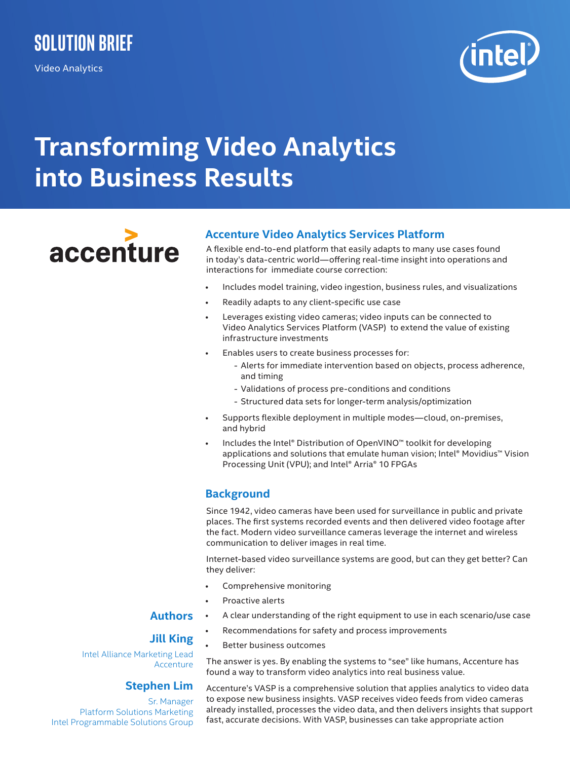SOLUTION BRIEF

Video Analytics

# Transforming Video Analytics into Business Results

## Accenture Video Analytics Services Platform

A flexible end-to-end platform that easily adapts to many use cases found in today's data-centric world—offering real-time insight into operations and interactions for immediate course correction:

- Includes model training, video ingestion, business rules, and visualizations
- Readily adapts to any client-specific use case
- Leverages existing video cameras; video inputs can be connected to Video Analytics Services Platform (VASP) to extend the value of existing infrastructure investments
- Enables users to create business processes for:
  - Alerts for immediate intervention based on objects, process adherence, and timing
  - Validations of process pre-conditions and conditions
  - Structured data sets for longer-term analysis/optimization
- Supports flexible deployment in multiple modes—cloud, on-premises, and hybrid
- Includes the Intel® Distribution of OpenVINO™ toolkit for developing applications and solutions that emulate human vision; Intel® Movidius™ Vision Processing Unit (VPU); and Intel® Arria® 10 FPGAs

## Background

Since 1942, video cameras have been used for surveillance in public and private places. The first systems recorded events and then delivered video footage after the fact. Modern video surveillance cameras leverage the internet and wireless communication to deliver images in real time.

Internet-based video surveillance systems are good, but can they get better? Can they deliver:

- Comprehensive monitoring
- Proactive alerts
- A clear understanding of the right equipment to use in each scenario/use case
- Recommendations for safety and process improvements
- Better business outcomes

The answer is yes. By enabling the systems to "see" like humans, Accenture has found a way to transform video analytics into real business value.

Accenture's VASP is a comprehensive solution that applies analytics to video data to expose new business insights. VASP receives video feeds from video cameras already installed, processes the video data, and then delivers insights that support fast, accurate decisions. With VASP, businesses can take appropriate action

### Authors

**Jill King**
Intel Alliance Marketing Lead
Accenture

**Stephen Lim**
Sr. Manager
Platform Solutions Marketing
Intel Programmable Solutions Group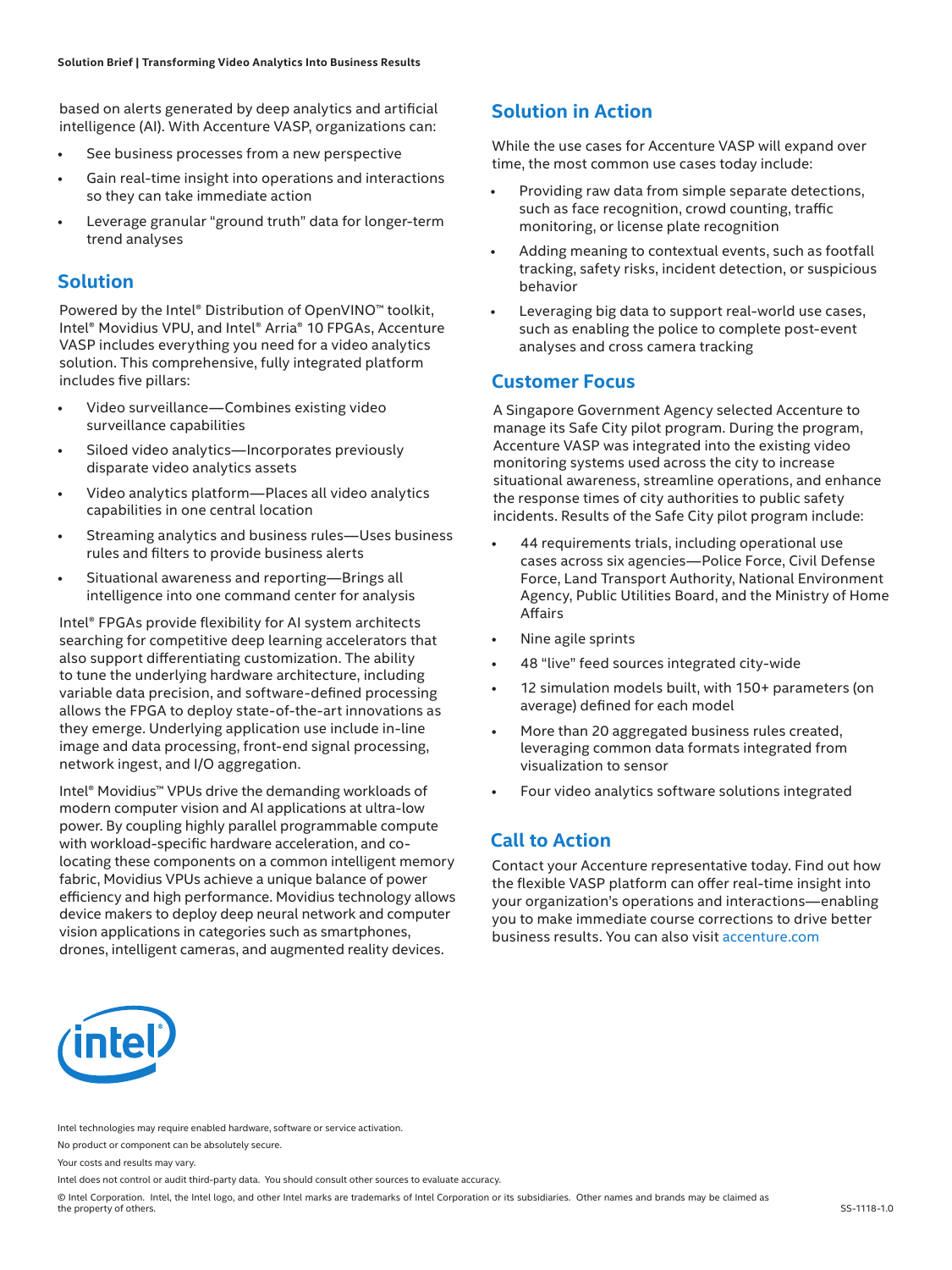based on alerts generated by deep analytics and artificial intelligence (AI). With Accenture VASP, organizations can:

- See business processes from a new perspective
- Gain real-time insight into operations and interactions so they can take immediate action
- Leverage granular "ground truth" data for longer-term trend analyses

## Solution

Powered by the Intel® Distribution of OpenVINO™ toolkit, Intel® Movidius VPU, and Intel® Arria® 10 FPGAs, Accenture VASP includes everything you need for a video analytics solution. This comprehensive, fully integrated platform includes five pillars:

- Video surveillance—Combines existing video surveillance capabilities
- Siloed video analytics—Incorporates previously disparate video analytics assets
- Video analytics platform—Places all video analytics capabilities in one central location
- Streaming analytics and business rules—Uses business rules and filters to provide business alerts
- Situational awareness and reporting—Brings all intelligence into one command center for analysis

Intel® FPGAs provide flexibility for AI system architects searching for competitive deep learning accelerators that also support differentiating customization. The ability to tune the underlying hardware architecture, including variable data precision, and software-defined processing allows the FPGA to deploy state-of-the-art innovations as they emerge. Underlying application use include in-line image and data processing, front-end signal processing, network ingest, and I/O aggregation.

Intel® Movidius™ VPUs drive the demanding workloads of modern computer vision and AI applications at ultra-low power. By coupling highly parallel programmable compute with workload-specific hardware acceleration, and co-locating these components on a common intelligent memory fabric, Movidius VPUs achieve a unique balance of power efficiency and high performance. Movidius technology allows device makers to deploy deep neural network and computer vision applications in categories such as smartphones, drones, intelligent cameras, and augmented reality devices.

## Solution in Action

While the use cases for Accenture VASP will expand over time, the most common use cases today include:

- Providing raw data from simple separate detections, such as face recognition, crowd counting, traffic monitoring, or license plate recognition
- Adding meaning to contextual events, such as footfall tracking, safety risks, incident detection, or suspicious behavior
- Leveraging big data to support real-world use cases, such as enabling the police to complete post-event analyses and cross camera tracking

## Customer Focus

A Singapore Government Agency selected Accenture to manage its Safe City pilot program. During the program, Accenture VASP was integrated into the existing video monitoring systems used across the city to increase situational awareness, streamline operations, and enhance the response times of city authorities to public safety incidents. Results of the Safe City pilot program include:

- 44 requirements trials, including operational use cases across six agencies—Police Force, Civil Defense Force, Land Transport Authority, National Environment Agency, Public Utilities Board, and the Ministry of Home Affairs
- Nine agile sprints
- 48 "live" feed sources integrated city-wide
- 12 simulation models built, with 150+ parameters (on average) defined for each model
- More than 20 aggregated business rules created, leveraging common data formats integrated from visualization to sensor
- Four video analytics software solutions integrated

## Call to Action

Contact your Accenture representative today. Find out how the flexible VASP platform can offer real-time insight into your organization's operations and interactions—enabling you to make immediate course corrections to drive better business results. You can also visit accenture.com

Intel technologies may require enabled hardware, software or service activation.

No product or component can be absolutely secure.

Your costs and results may vary.

Intel does not control or audit third-party data. You should consult other sources to evaluate accuracy.

© Intel Corporation. Intel, the Intel logo, and other Intel marks are trademarks of Intel Corporation or its subsidiaries. Other names and brands may be claimed as the property of others.

SS-1118-1.0